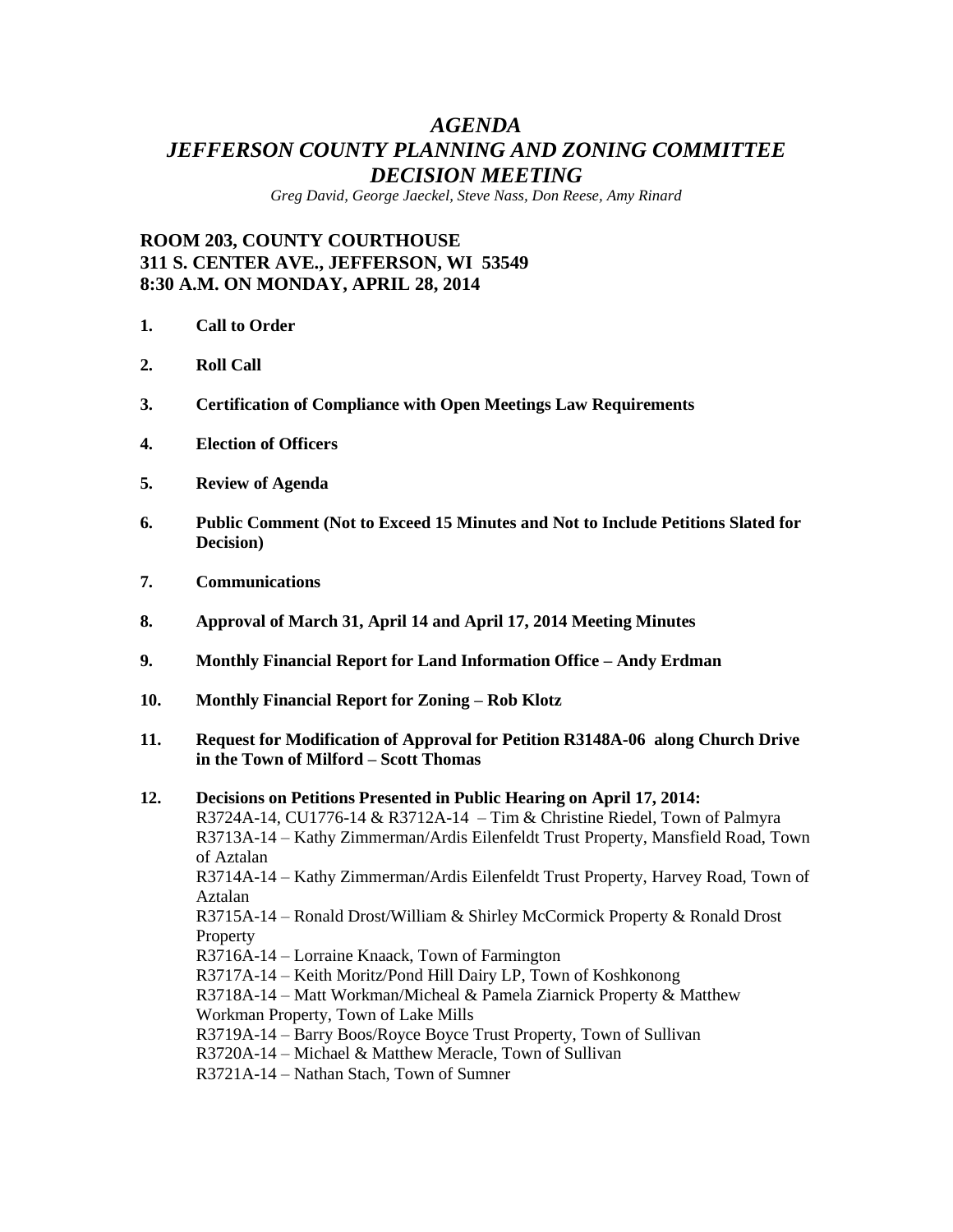# *AGENDA*
# *JEFFERSON COUNTY PLANNING AND ZONING COMMITTEE DECISION MEETING*

*Greg David, George Jaeckel, Steve Nass, Don Reese, Amy Rinard*

**ROOM 203, COUNTY COURTHOUSE**
**311 S. CENTER AVE., JEFFERSON, WI 53549**
**8:30 A.M. ON MONDAY, APRIL 28, 2014**

1. **Call to Order**
2. **Roll Call**
3. **Certification of Compliance with Open Meetings Law Requirements**
4. **Election of Officers**
5. **Review of Agenda**
6. **Public Comment (Not to Exceed 15 Minutes and Not to Include Petitions Slated for Decision)**
7. **Communications**
8. **Approval of March 31, April 14 and April 17, 2014 Meeting Minutes**
9. **Monthly Financial Report for Land Information Office – Andy Erdman**
10. **Monthly Financial Report for Zoning – Rob Klotz**
11. **Request for Modification of Approval for Petition R3148A-06 along Church Drive in the Town of Milford – Scott Thomas**
12. **Decisions on Petitions Presented in Public Hearing on April 17, 2014:**
    R3724A-14, CU1776-14 & R3712A-14 – Tim & Christine Riedel, Town of Palmyra
    R3713A-14 – Kathy Zimmerman/Ardis Eilenfeldt Trust Property, Mansfield Road, Town of Aztalan
    R3714A-14 – Kathy Zimmerman/Ardis Eilenfeldt Trust Property, Harvey Road, Town of Aztalan
    R3715A-14 – Ronald Drost/William & Shirley McCormick Property & Ronald Drost Property
    R3716A-14 – Lorraine Knaack, Town of Farmington
    R3717A-14 – Keith Moritz/Pond Hill Dairy LP, Town of Koshkonong
    R3718A-14 – Matt Workman/Micheal & Pamela Ziarnick Property & Matthew Workman Property, Town of Lake Mills
    R3719A-14 – Barry Boos/Royce Boyce Trust Property, Town of Sullivan
    R3720A-14 – Michael & Matthew Meracle, Town of Sullivan
    R3721A-14 – Nathan Stach, Town of Sumner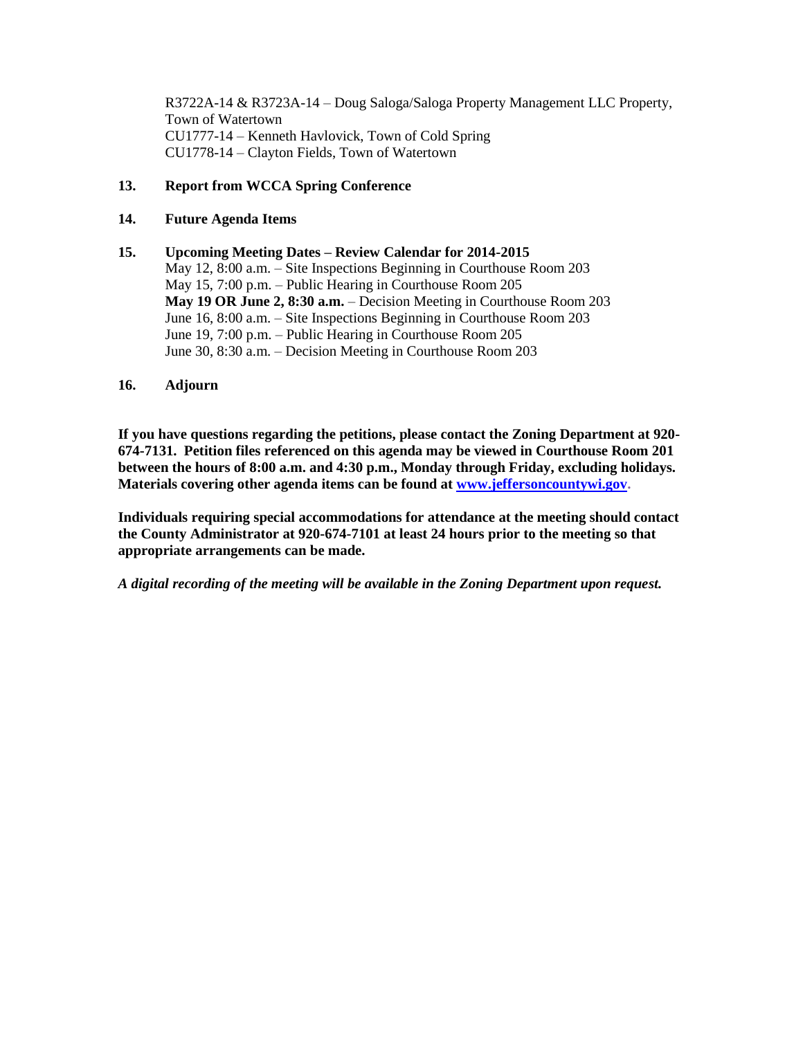R3722A-14 & R3723A-14 – Doug Saloga/Saloga Property Management LLC Property, Town of Watertown
CU1777-14 – Kenneth Havlovick, Town of Cold Spring
CU1778-14 – Clayton Fields, Town of Watertown

**13. Report from WCCA Spring Conference**

**14. Future Agenda Items**

**15. Upcoming Meeting Dates – Review Calendar for 2014-2015**

May 12, 8:00 a.m. – Site Inspections Beginning in Courthouse Room 203
May 15, 7:00 p.m. – Public Hearing in Courthouse Room 205
**May 19 OR June 2, 8:30 a.m.** – Decision Meeting in Courthouse Room 203
June 16, 8:00 a.m. – Site Inspections Beginning in Courthouse Room 203
June 19, 7:00 p.m. – Public Hearing in Courthouse Room 205
June 30, 8:30 a.m. – Decision Meeting in Courthouse Room 203

**16. Adjourn**

**If you have questions regarding the petitions, please contact the Zoning Department at 920-674-7131. Petition files referenced on this agenda may be viewed in Courthouse Room 201 between the hours of 8:00 a.m. and 4:30 p.m., Monday through Friday, excluding holidays. Materials covering other agenda items can be found at www.jeffersoncountywi.gov.**

**Individuals requiring special accommodations for attendance at the meeting should contact the County Administrator at 920-674-7101 at least 24 hours prior to the meeting so that appropriate arrangements can be made.**

***A digital recording of the meeting will be available in the Zoning Department upon request.***